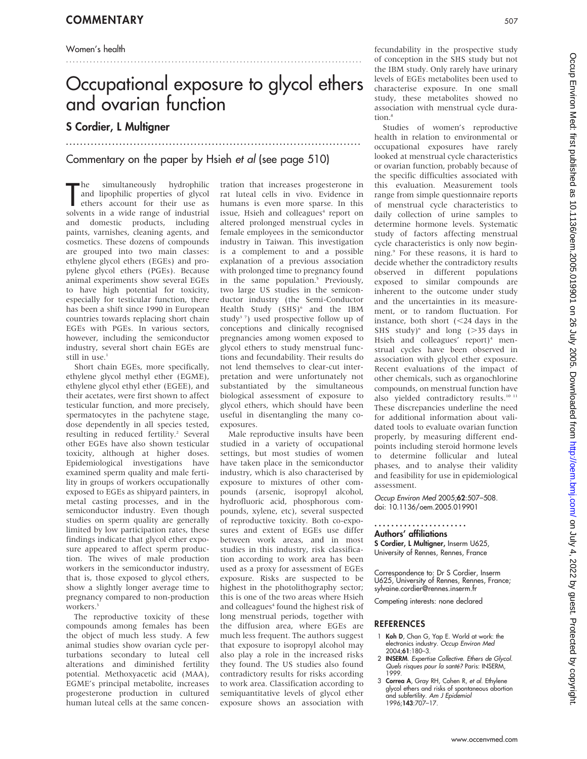Women's health

# Occupational exposure to glycol ethers and ovarian function

## S Cordier, L Multigner

### Commentary on the paper by Hsieh *et al* (see page 510)

The simultaneously hydrophilic and lipophilic properties of glycol ethers account for their use as solvents in a wide range of industrial and domestic products, including paints, varnishes, cleaning agents, and cosmetics. These dozens of compounds are grouped into two main classes: ethylene glycol ethers (EGEs) and propylene glycol ethers (PGEs). Because animal experiments show several EGEs to have high potential for toxicity, especially for testicular function, there has been a shift since 1990 in European countries towards replacing short chain EGEs with PGEs. In various sectors, however, including the semiconductor industry, several short chain EGEs are still in use.[1]

Short chain EGEs, more specifically, ethylene glycol methyl ether (EGME), ethylene glycol ethyl ether (EGEE), and their acetates, were first shown to affect testicular function, and more precisely, spermatocytes in the pachytene stage, dose dependently in all species tested, resulting in reduced fertility.[2] Several other EGEs have also shown testicular toxicity, although at higher doses. Epidemiological investigations have examined sperm quality and male fertility in groups of workers occupationally exposed to EGEs as shipyard painters, in metal casting processes, and in the semiconductor industry. Even though studies on sperm quality are generally limited by low participation rates, these findings indicate that glycol ether exposure appeared to affect sperm production. The wives of male production workers in the semiconductor industry, that is, those exposed to glycol ethers, show a slightly longer average time to pregnancy compared to non-production workers.[3]

The reproductive toxicity of these compounds among females has been the object of much less study. A few animal studies show ovarian cycle perturbations secondary to luteal cell alterations and diminished fertility potential. Methoxyacetic acid (MAA), EGME's principal metabolite, increases progesterone production in cultured human luteal cells at the same concentration that increases progesterone in rat luteal cells in vivo. Evidence in humans is even more sparse. In this issue, Hsieh and colleagues[4] report on altered prolonged menstrual cycles in female employees in the semiconductor industry in Taiwan. This investigation is a complement to and a possible explanation of a previous association with prolonged time to pregnancy found in the same population.[5] Previously, two large US studies in the semiconductor industry (the Semi-Conductor Health Study (SHS)[6] and the IBM study[3 7]) used prospective follow up of conceptions and clinically recognised pregnancies among women exposed to glycol ethers to study menstrual functions and fecundability. Their results do not lend themselves to clear-cut interpretation and were unfortunately not substantiated by the simultaneous biological assessment of exposure to glycol ethers, which should have been useful in disentangling the many co-exposures.

Male reproductive insults have been studied in a variety of occupational settings, but most studies of women have taken place in the semiconductor industry, which is also characterised by exposure to mixtures of other compounds (arsenic, isopropyl alcohol, hydrofluoric acid, phosphorous compounds, xylene, etc), several suspected of reproductive toxicity. Both co-exposures and extent of EGEs use differ between work areas, and in most studies in this industry, risk classification according to work area has been used as a proxy for assessment of EGEs exposure. Risks are suspected to be highest in the photolithography sector; this is one of the two areas where Hsieh and colleagues[4] found the highest risk of long menstrual periods, together with the diffusion area, where EGEs are much less frequent. The authors suggest that exposure to isopropyl alcohol may also play a role in the increased risks they found. The US studies also found contradictory results for risks according to work area. Classification according to semiquantitative levels of glycol ether exposure shows an association with fecundability in the prospective study of conception in the SHS study but not the IBM study. Only rarely have urinary levels of EGEs metabolites been used to characterise exposure. In one small study, these metabolites showed no association with menstrual cycle duration.[8]

Studies of women's reproductive health in relation to environmental or occupational exposures have rarely looked at menstrual cycle characteristics or ovarian function, probably because of the specific difficulties associated with this evaluation. Measurement tools range from simple questionnaire reports of menstrual cycle characteristics to daily collection of urine samples to determine hormone levels. Systematic study of factors affecting menstrual cycle characteristics is only now beginning.[9] For these reasons, it is hard to decide whether the contradictory results observed in different populations exposed to similar compounds are inherent to the outcome under study and the uncertainties in its measurement, or to random fluctuation. For instance, both short (<24 days in the SHS study)[6] and long (>35 days in Hsieh and colleagues' report)[4] menstrual cycles have been observed in association with glycol ether exposure. Recent evaluations of the impact of other chemicals, such as organochlorine compounds, on menstrual function have also yielded contradictory results.[10 11] These discrepancies underline the need for additional information about validated tools to evaluate ovarian function properly, by measuring different endpoints including steroid hormone levels to determine follicular and luteal phases, and to analyse their validity and feasibility for use in epidemiological assessment.

*Occup Environ Med* 2005;**62**:507–508.
doi: 10.1136/oem.2005.019901

**Authors' affiliations**

**S Cordier, L Multigner,** Inserm U625, University of Rennes, Rennes, France

Correspondence to: Dr S Cordier, Inserm U625, University of Rennes, Rennes, France; sylvaine.cordier@rennes.inserm.fr

Competing interests: none declared

## REFERENCES

1. **Koh D**, Chan G, Yap E. World at work: the electronics industry. *Occup Environ Med* 2004;**61**:180–3.
2. **INSERM**. *Expertise Collective. Ethers de Glycol. Quels risques pour la santé?* Paris: INSERM, 1999.
3. **Correa A**, Gray RH, Cohen R, *et al*. Ethylene glycol ethers and risks of spontaneous abortion and subfertility. *Am J Epidemiol* 1996;**143**:707–17.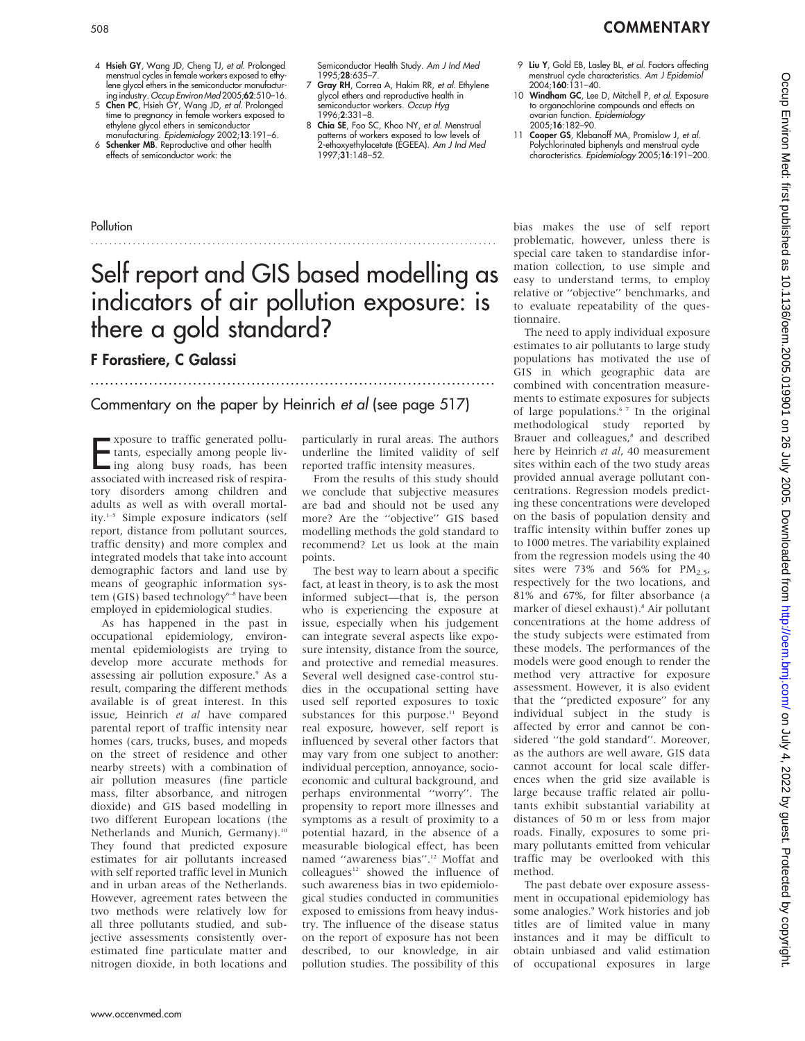4 **Hsieh GY**, Wang JD, Cheng TJ, *et al*. Prolonged menstrual cycles in female workers exposed to ethylene glycol ethers in the semiconductor manufacturing industry. *Occup Environ Med* 2005;**62**:510–16.
5 **Chen PC**, Hsieh GY, Wang JD, *et al*. Prolonged time to pregnancy in female workers exposed to ethylene glycol ethers in semiconductor manufacturing. *Epidemiology* 2002;**13**:191–6.
6 **Schenker MB**. Reproductive and other health effects of semiconductor work: the Semiconductor Health Study. *Am J Ind Med* 1995;**28**:635–7.
7 **Gray RH**, Correa A, Hakim RR, *et al*. Ethylene glycol ethers and reproductive health in semiconductor workers. *Occup Hyg* 1996;**2**:331–8.
8 **Chia SE**, Foo SC, Khoo NY, *et al*. Menstrual patterns of workers exposed to low levels of 2-ethoxyethylacetate (EGEEA). *Am J Ind Med* 1997;**31**:148–52.
9 **Liu Y**, Gold EB, Lasley BL, *et al*. Factors affecting menstrual cycle characteristics. *Am J Epidemiol* 2004;**160**:131–40.
10 **Windham GC**, Lee D, Mitchell P, *et al*. Exposure to organochlorine compounds and effects on ovarian function. *Epidemiology* 2005;**16**:182–90.
11 **Cooper GS**, Klebanoff MA, Promislow J, *et al*. Polychlorinated biphenyls and menstrual cycle characteristics. *Epidemiology* 2005;**16**:191–200.

Pollution

# Self report and GIS based modelling as indicators of air pollution exposure: is there a gold standard?

**F Forastiere, C Galassi**

## Commentary on the paper by Heinrich *et al* (see page 517)

Exposure to traffic generated pollutants, especially among people living along busy roads, has been associated with increased risk of respiratory disorders among children and adults as well as with overall mortality.[1–5] Simple exposure indicators (self report, distance from pollutant sources, traffic density) and more complex and integrated models that take into account demographic factors and land use by means of geographic information system (GIS) based technology[6–8] have been employed in epidemiological studies.

As has happened in the past in occupational epidemiology, environmental epidemiologists are trying to develop more accurate methods for assessing air pollution exposure.[9] As a result, comparing the different methods available is of great interest. In this issue, Heinrich *et al* have compared parental report of traffic intensity near homes (cars, trucks, buses, and mopeds on the street of residence and other nearby streets) with a combination of air pollution measures (fine particle mass, filter absorbance, and nitrogen dioxide) and GIS based modelling in two different European locations (the Netherlands and Munich, Germany).[10] They found that predicted exposure estimates for air pollutants increased with self reported traffic level in Munich and in urban areas of the Netherlands. However, agreement rates between the two methods were relatively low for all three pollutants studied, and subjective assessments consistently overestimated fine particulate matter and nitrogen dioxide, in both locations and particularly in rural areas. The authors underline the limited validity of self reported traffic intensity measures.

From the results of this study should we conclude that subjective measures are bad and should not be used any more? Are the "objective" GIS based modelling methods the gold standard to recommend? Let us look at the main points.

The best way to learn about a specific fact, at least in theory, is to ask the most informed subject—that is, the person who is experiencing the exposure at issue, especially when his judgement can integrate several aspects like exposure intensity, distance from the source, and protective and remedial measures. Several well designed case-control studies in the occupational setting have used self reported exposures to toxic substances for this purpose.[11] Beyond real exposure, however, self report is influenced by several other factors that may vary from one subject to another: individual perception, annoyance, socioeconomic and cultural background, and perhaps environmental "worry". The propensity to report more illnesses and symptoms as a result of proximity to a potential hazard, in the absence of a measurable biological effect, has been named "awareness bias".[12] Moffat and colleagues[12] showed the influence of such awareness bias in two epidemiological studies conducted in communities exposed to emissions from heavy industry. The influence of the disease status on the report of exposure has not been described, to our knowledge, in air pollution studies. The possibility of this bias makes the use of self report problematic, however, unless there is special care taken to standardise information collection, to use simple and easy to understand terms, to employ relative or "objective" benchmarks, and to evaluate repeatability of the questionnaire.

The need to apply individual exposure estimates to air pollutants to large study populations has motivated the use of GIS in which geographic data are combined with concentration measurements to estimate exposures for subjects of large populations.[6,7] In the original methodological study reported by Brauer and colleagues,[8] and described here by Heinrich *et al*, 40 measurement sites within each of the two study areas provided annual average pollutant concentrations. Regression models predicting these concentrations were developed on the basis of population density and traffic intensity within buffer zones up to 1000 metres. The variability explained from the regression models using the 40 sites were 73% and 56% for $PM_{2.5}$, respectively for the two locations, and 81% and 67%, for filter absorbance (a marker of diesel exhaust).[8] Air pollutant concentrations at the home address of the study subjects were estimated from these models. The performances of the models were good enough to render the method very attractive for exposure assessment. However, it is also evident that the "predicted exposure" for any individual subject in the study is affected by error and cannot be considered "the gold standard". Moreover, as the authors are well aware, GIS data cannot account for local scale differences when the grid size available is large because traffic related air pollutants exhibit substantial variability at distances of 50 m or less from major roads. Finally, exposures to some primary pollutants emitted from vehicular traffic may be overlooked with this method.

The past debate over exposure assessment in occupational epidemiology has some analogies.[9] Work histories and job titles are of limited value in many instances and it may be difficult to obtain unbiased and valid estimation of occupational exposures in large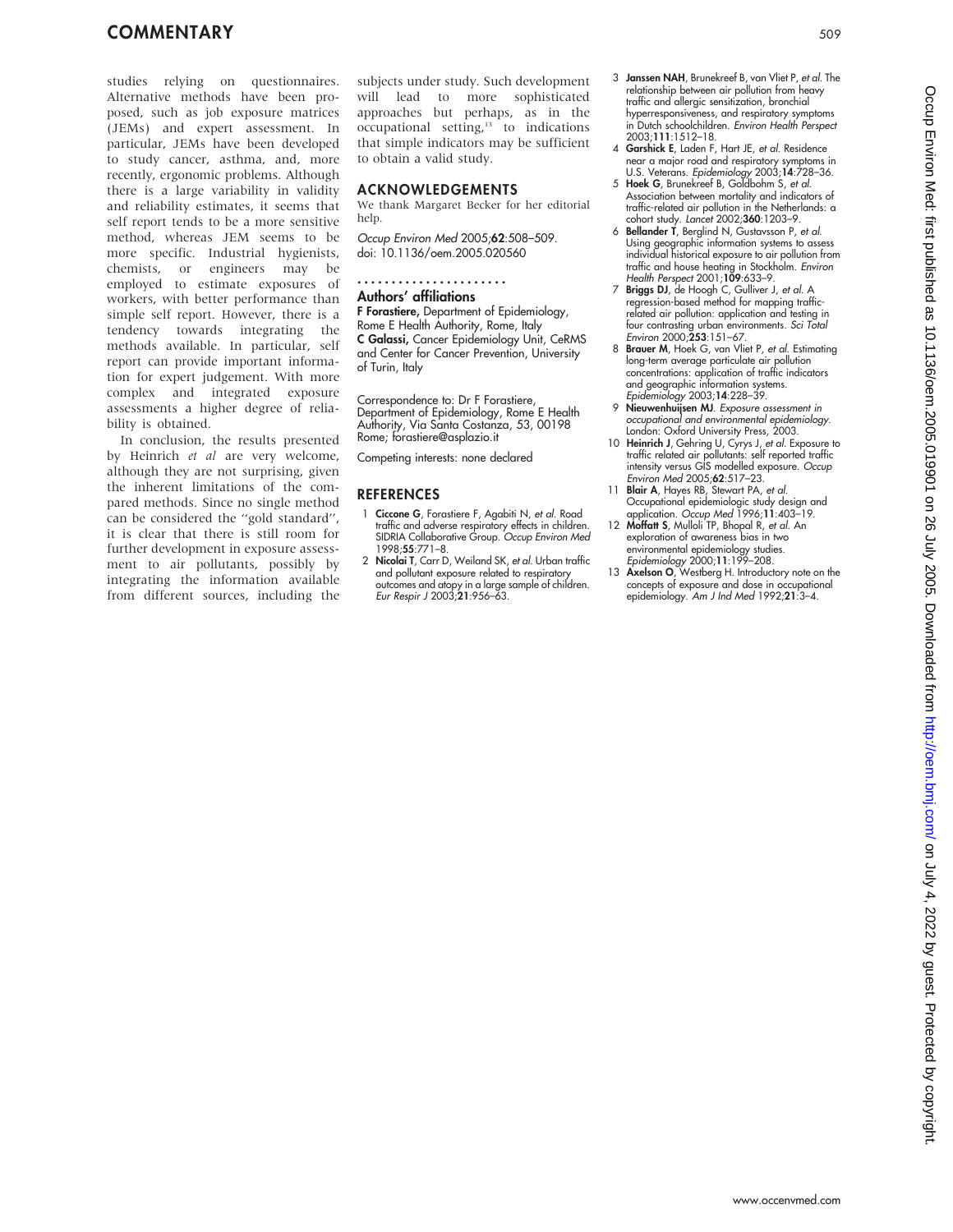studies relying on questionnaires. Alternative methods have been proposed, such as job exposure matrices (JEMs) and expert assessment. In particular, JEMs have been developed to study cancer, asthma, and, more recently, ergonomic problems. Although there is a large variability in validity and reliability estimates, it seems that self report tends to be a more sensitive method, whereas JEM seems to be more specific. Industrial hygienists, chemists, or engineers may be employed to estimate exposures of workers, with better performance than simple self report. However, there is a tendency towards integrating the methods available. In particular, self report can provide important information for expert judgement. With more complex and integrated exposure assessments a higher degree of reliability is obtained.

In conclusion, the results presented by Heinrich *et al* are very welcome, although they are not surprising, given the inherent limitations of the compared methods. Since no single method can be considered the "gold standard", it is clear that there is still room for further development in exposure assessment to air pollutants, possibly by integrating the information available from different sources, including the subjects under study. Such development will lead to more sophisticated approaches but perhaps, as in the occupational setting,[13] to indications that simple indicators may be sufficient to obtain a valid study.

## ACKNOWLEDGEMENTS

We thank Margaret Becker for her editorial help.

*Occup Environ Med* 2005;**62**:508–509.
doi: 10.1136/oem.2005.020560

## Authors' affiliations

**F Forastiere,** Department of Epidemiology, Rome E Health Authority, Rome, Italy
**C Galassi,** Cancer Epidemiology Unit, CeRMS and Center for Cancer Prevention, University of Turin, Italy

Correspondence to: Dr F Forastiere, Department of Epidemiology, Rome E Health Authority, Via Santa Costanza, 53, 00198 Rome; forastiere@asplazio.it

Competing interests: none declared

## REFERENCES

1. **Ciccone G**, Forastiere F, Agabiti N, *et al*. Road traffic and adverse respiratory effects in children. SIDRIA Collaborative Group. *Occup Environ Med* 1998;**55**:771–8.
2. **Nicolai T**, Carr D, Weiland SK, *et al*. Urban traffic and pollutant exposure related to respiratory outcomes and atopy in a large sample of children. *Eur Respir J* 2003;**21**:956–63.
3. **Janssen NAH**, Brunekreef B, van Vliet P, *et al*. The relationship between air pollution from heavy traffic and allergic sensitization, bronchial hyperresponsiveness, and respiratory symptoms in Dutch schoolchildren. *Environ Health Perspect* 2003;**111**:1512–18.
4. **Garshick E**, Laden F, Hart JE, *et al*. Residence near a major road and respiratory symptoms in U.S. Veterans. *Epidemiology* 2003;**14**:728–36.
5. **Hoek G**, Brunekreef B, Goldbohm S, *et al*. Association between mortality and indicators of traffic-related air pollution in the Netherlands: a cohort study. *Lancet* 2002;**360**:1203–9.
6. **Bellander T**, Berglind N, Gustavsson P, *et al*. Using geographic information systems to assess individual historical exposure to air pollution from traffic and house heating in Stockholm. *Environ Health Perspect* 2001;**109**:633–9.
7. **Briggs DJ**, de Hoogh C, Gulliver J, *et al*. A regression-based method for mapping traffic-related air pollution: application and testing in four contrasting urban environments. *Sci Total Environ* 2000;**253**:151–67.
8. **Brauer M**, Hoek G, van Vliet P, *et al*. Estimating long-term average particulate air pollution concentrations: application of traffic indicators and geographic information systems. *Epidemiology* 2003;**14**:228–39.
9. **Nieuwenhuijsen MJ**. *Exposure assessment in occupational and environmental epidemiology*. London: Oxford University Press, 2003.
10. **Heinrich J**, Gehring U, Cyrys J, *et al*. Exposure to traffic related air pollutants: self reported traffic intensity versus GIS modelled exposure. *Occup Environ Med* 2005;**62**:517–23.
11. **Blair A**, Hayes RB, Stewart PA, *et al*. Occupational epidemiologic study design and application. *Occup Med* 1996;**11**:403–19.
12. **Moffatt S**, Mulloli TP, Bhopal R, *et al*. An exploration of awareness bias in two environmental epidemiology studies. *Epidemiology* 2000;**11**:199–208.
13. **Axelson O**, Westberg H. Introductory note on the concepts of exposure and dose in occupational epidemiology. *Am J Ind Med* 1992;**21**:3–4.